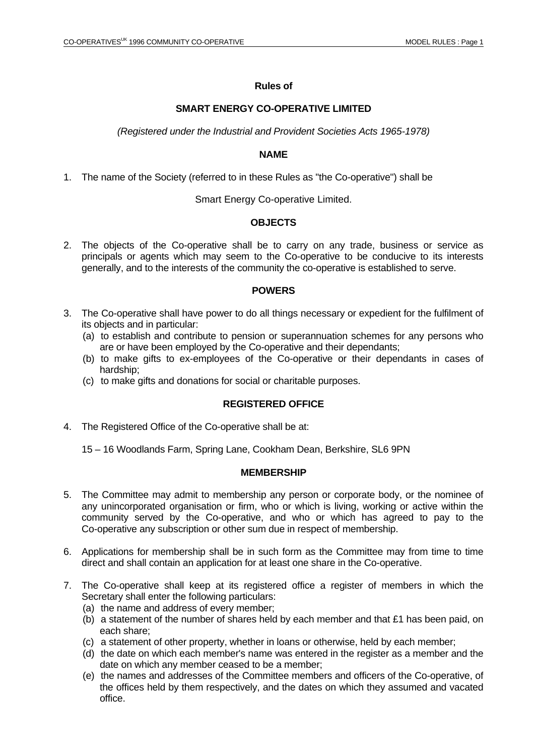# Rules of

## SMART ENERGY CO-OPERATIVE LIMITED

*(Registered under the Industrial and Provident Societies Acts 1965-1978)*

### NAME

1. The name of the Society (referred to in these Rules as "the Co-operative") shall be

   Smart Energy Co-operative Limited.

### OBJECTS

2. The objects of the Co-operative shall be to carry on any trade, business or service as principals or agents which may seem to the Co-operative to be conducive to its interests generally, and to the interests of the community the co-operative is established to serve.

### POWERS

3. The Co-operative shall have power to do all things necessary or expedient for the fulfilment of its objects and in particular:
   (a) to establish and contribute to pension or superannuation schemes for any persons who are or have been employed by the Co-operative and their dependants;
   (b) to make gifts to ex-employees of the Co-operative or their dependants in cases of hardship;
   (c) to make gifts and donations for social or charitable purposes.

### REGISTERED OFFICE

4. The Registered Office of the Co-operative shall be at:

   15 – 16 Woodlands Farm, Spring Lane, Cookham Dean, Berkshire, SL6 9PN

### MEMBERSHIP

5. The Committee may admit to membership any person or corporate body, or the nominee of any unincorporated organisation or firm, who or which is living, working or active within the community served by the Co-operative, and who or which has agreed to pay to the Co-operative any subscription or other sum due in respect of membership.

6. Applications for membership shall be in such form as the Committee may from time to time direct and shall contain an application for at least one share in the Co-operative.

7. The Co-operative shall keep at its registered office a register of members in which the Secretary shall enter the following particulars:
   (a) the name and address of every member;
   (b) a statement of the number of shares held by each member and that £1 has been paid, on each share;
   (c) a statement of other property, whether in loans or otherwise, held by each member;
   (d) the date on which each member's name was entered in the register as a member and the date on which any member ceased to be a member;
   (e) the names and addresses of the Committee members and officers of the Co-operative, of the offices held by them respectively, and the dates on which they assumed and vacated office.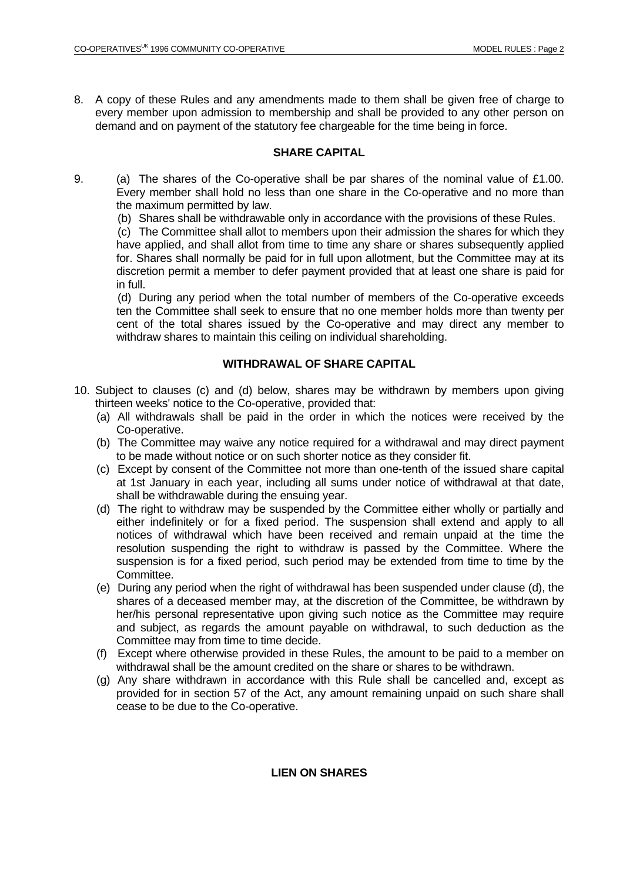8. A copy of these Rules and any amendments made to them shall be given free of charge to every member upon admission to membership and shall be provided to any other person on demand and on payment of the statutory fee chargeable for the time being in force.

## SHARE CAPITAL

9. (a) The shares of the Co-operative shall be par shares of the nominal value of £1.00. Every member shall hold no less than one share in the Co-operative and no more than the maximum permitted by law.

   (b) Shares shall be withdrawable only in accordance with the provisions of these Rules.

   (c) The Committee shall allot to members upon their admission the shares for which they have applied, and shall allot from time to time any share or shares subsequently applied for. Shares shall normally be paid for in full upon allotment, but the Committee may at its discretion permit a member to defer payment provided that at least one share is paid for in full.

   (d) During any period when the total number of members of the Co-operative exceeds ten the Committee shall seek to ensure that no one member holds more than twenty per cent of the total shares issued by the Co-operative and may direct any member to withdraw shares to maintain this ceiling on individual shareholding.

## WITHDRAWAL OF SHARE CAPITAL

10. Subject to clauses (c) and (d) below, shares may be withdrawn by members upon giving thirteen weeks' notice to the Co-operative, provided that:
    (a) All withdrawals shall be paid in the order in which the notices were received by the Co-operative.
    (b) The Committee may waive any notice required for a withdrawal and may direct payment to be made without notice or on such shorter notice as they consider fit.
    (c) Except by consent of the Committee not more than one-tenth of the issued share capital at 1st January in each year, including all sums under notice of withdrawal at that date, shall be withdrawable during the ensuing year.
    (d) The right to withdraw may be suspended by the Committee either wholly or partially and either indefinitely or for a fixed period. The suspension shall extend and apply to all notices of withdrawal which have been received and remain unpaid at the time the resolution suspending the right to withdraw is passed by the Committee. Where the suspension is for a fixed period, such period may be extended from time to time by the Committee.
    (e) During any period when the right of withdrawal has been suspended under clause (d), the shares of a deceased member may, at the discretion of the Committee, be withdrawn by her/his personal representative upon giving such notice as the Committee may require and subject, as regards the amount payable on withdrawal, to such deduction as the Committee may from time to time decide.
    (f) Except where otherwise provided in these Rules, the amount to be paid to a member on withdrawal shall be the amount credited on the share or shares to be withdrawn.
    (g) Any share withdrawn in accordance with this Rule shall be cancelled and, except as provided for in section 57 of the Act, any amount remaining unpaid on such share shall cease to be due to the Co-operative.

## LIEN ON SHARES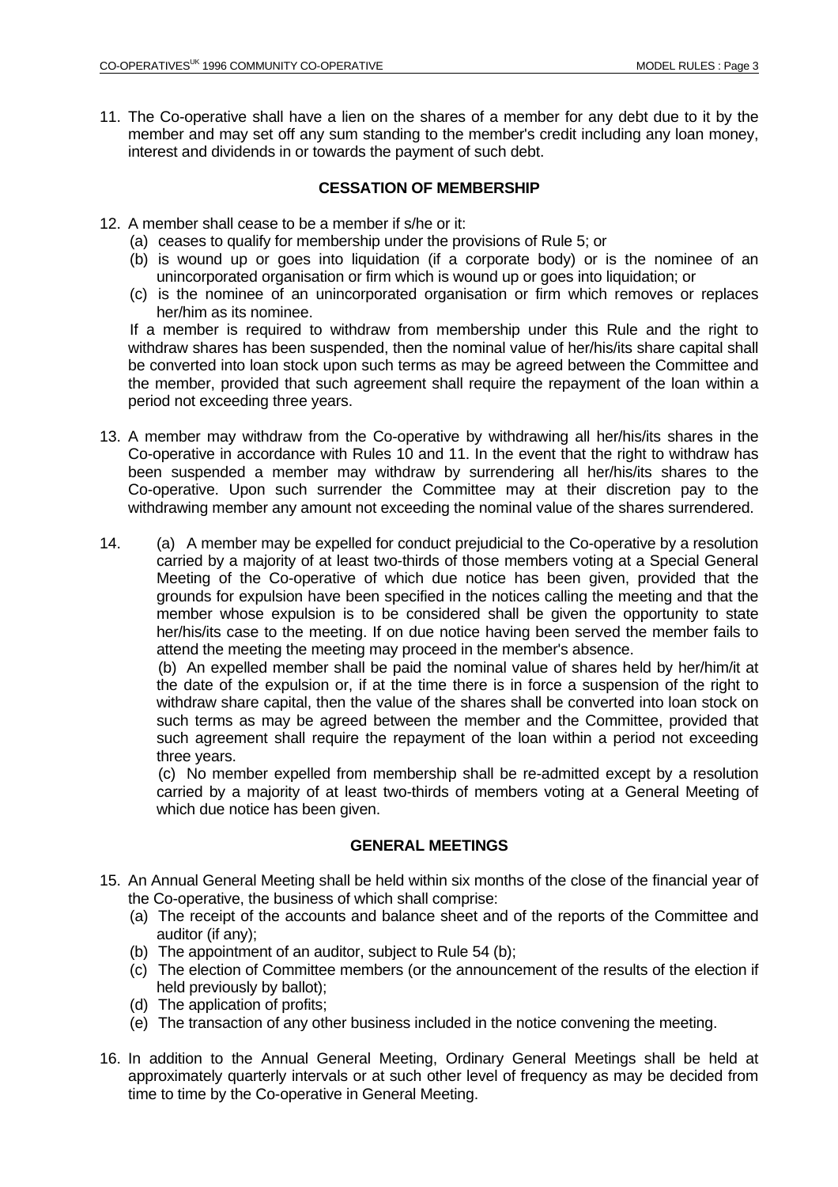11. The Co-operative shall have a lien on the shares of a member for any debt due to it by the member and may set off any sum standing to the member's credit including any loan money, interest and dividends in or towards the payment of such debt.

### CESSATION OF MEMBERSHIP

12. A member shall cease to be a member if s/he or it:
    (a) ceases to qualify for membership under the provisions of Rule 5; or
    (b) is wound up or goes into liquidation (if a corporate body) or is the nominee of an unincorporated organisation or firm which is wound up or goes into liquidation; or
    (c) is the nominee of an unincorporated organisation or firm which removes or replaces her/him as its nominee.

    If a member is required to withdraw from membership under this Rule and the right to withdraw shares has been suspended, then the nominal value of her/his/its share capital shall be converted into loan stock upon such terms as may be agreed between the Committee and the member, provided that such agreement shall require the repayment of the loan within a period not exceeding three years.

13. A member may withdraw from the Co-operative by withdrawing all her/his/its shares in the Co-operative in accordance with Rules 10 and 11. In the event that the right to withdraw has been suspended a member may withdraw by surrendering all her/his/its shares to the Co-operative. Upon such surrender the Committee may at their discretion pay to the withdrawing member any amount not exceeding the nominal value of the shares surrendered.

14. (a) A member may be expelled for conduct prejudicial to the Co-operative by a resolution carried by a majority of at least two-thirds of those members voting at a Special General Meeting of the Co-operative of which due notice has been given, provided that the grounds for expulsion have been specified in the notices calling the meeting and that the member whose expulsion is to be considered shall be given the opportunity to state her/his/its case to the meeting. If on due notice having been served the member fails to attend the meeting the meeting may proceed in the member's absence.

    (b) An expelled member shall be paid the nominal value of shares held by her/him/it at the date of the expulsion or, if at the time there is in force a suspension of the right to withdraw share capital, then the value of the shares shall be converted into loan stock on such terms as may be agreed between the member and the Committee, provided that such agreement shall require the repayment of the loan within a period not exceeding three years.

    (c) No member expelled from membership shall be re-admitted except by a resolution carried by a majority of at least two-thirds of members voting at a General Meeting of which due notice has been given.

### GENERAL MEETINGS

15. An Annual General Meeting shall be held within six months of the close of the financial year of the Co-operative, the business of which shall comprise:
    (a) The receipt of the accounts and balance sheet and of the reports of the Committee and auditor (if any);
    (b) The appointment of an auditor, subject to Rule 54 (b);
    (c) The election of Committee members (or the announcement of the results of the election if held previously by ballot);
    (d) The application of profits;
    (e) The transaction of any other business included in the notice convening the meeting.

16. In addition to the Annual General Meeting, Ordinary General Meetings shall be held at approximately quarterly intervals or at such other level of frequency as may be decided from time to time by the Co-operative in General Meeting.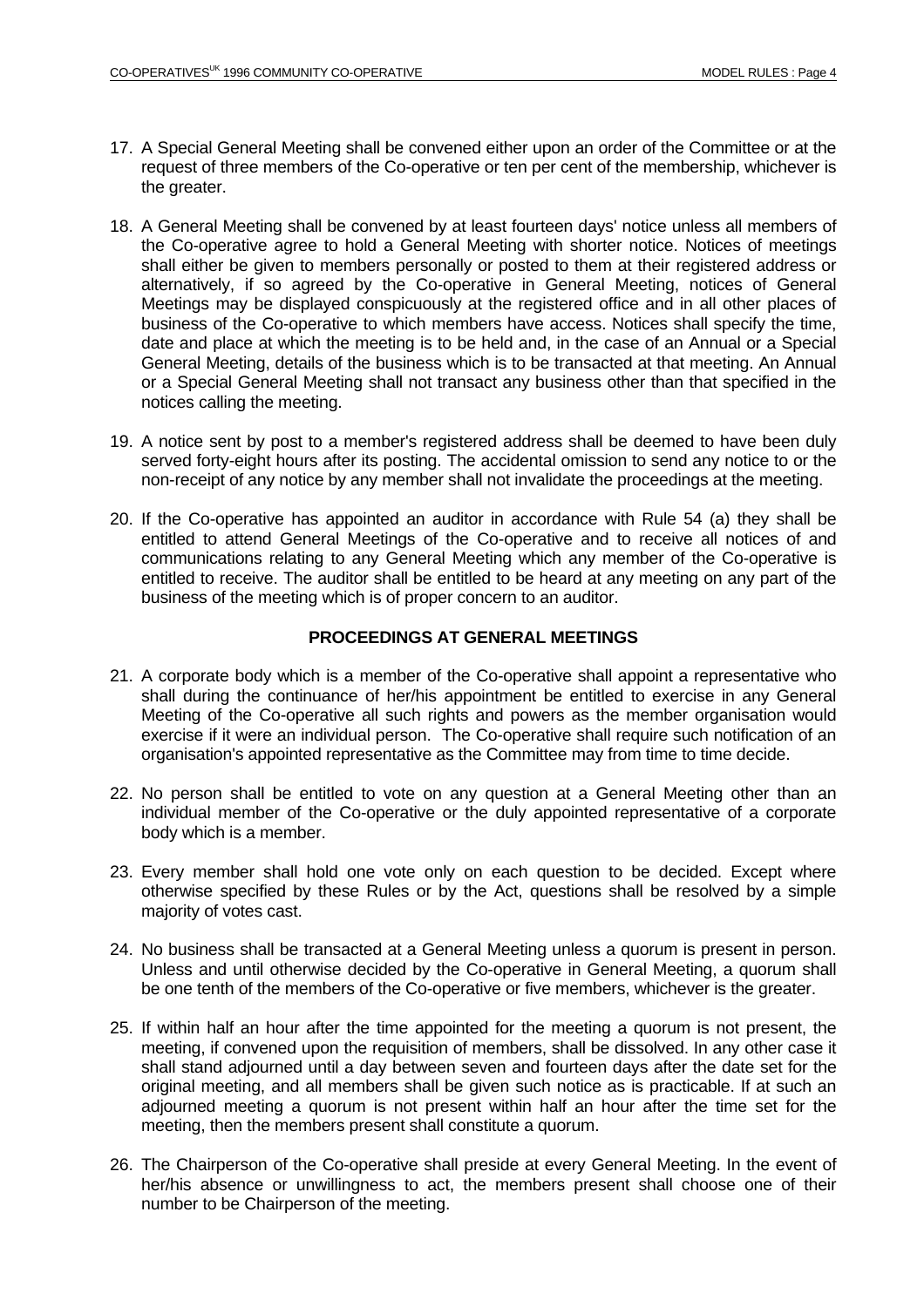17. A Special General Meeting shall be convened either upon an order of the Committee or at the request of three members of the Co-operative or ten per cent of the membership, whichever is the greater.

18. A General Meeting shall be convened by at least fourteen days' notice unless all members of the Co-operative agree to hold a General Meeting with shorter notice. Notices of meetings shall either be given to members personally or posted to them at their registered address or alternatively, if so agreed by the Co-operative in General Meeting, notices of General Meetings may be displayed conspicuously at the registered office and in all other places of business of the Co-operative to which members have access. Notices shall specify the time, date and place at which the meeting is to be held and, in the case of an Annual or a Special General Meeting, details of the business which is to be transacted at that meeting. An Annual or a Special General Meeting shall not transact any business other than that specified in the notices calling the meeting.

19. A notice sent by post to a member's registered address shall be deemed to have been duly served forty-eight hours after its posting. The accidental omission to send any notice to or the non-receipt of any notice by any member shall not invalidate the proceedings at the meeting.

20. If the Co-operative has appointed an auditor in accordance with Rule 54 (a) they shall be entitled to attend General Meetings of the Co-operative and to receive all notices of and communications relating to any General Meeting which any member of the Co-operative is entitled to receive. The auditor shall be entitled to be heard at any meeting on any part of the business of the meeting which is of proper concern to an auditor.

## PROCEEDINGS AT GENERAL MEETINGS

21. A corporate body which is a member of the Co-operative shall appoint a representative who shall during the continuance of her/his appointment be entitled to exercise in any General Meeting of the Co-operative all such rights and powers as the member organisation would exercise if it were an individual person. The Co-operative shall require such notification of an organisation's appointed representative as the Committee may from time to time decide.

22. No person shall be entitled to vote on any question at a General Meeting other than an individual member of the Co-operative or the duly appointed representative of a corporate body which is a member.

23. Every member shall hold one vote only on each question to be decided. Except where otherwise specified by these Rules or by the Act, questions shall be resolved by a simple majority of votes cast.

24. No business shall be transacted at a General Meeting unless a quorum is present in person. Unless and until otherwise decided by the Co-operative in General Meeting, a quorum shall be one tenth of the members of the Co-operative or five members, whichever is the greater.

25. If within half an hour after the time appointed for the meeting a quorum is not present, the meeting, if convened upon the requisition of members, shall be dissolved. In any other case it shall stand adjourned until a day between seven and fourteen days after the date set for the original meeting, and all members shall be given such notice as is practicable. If at such an adjourned meeting a quorum is not present within half an hour after the time set for the meeting, then the members present shall constitute a quorum.

26. The Chairperson of the Co-operative shall preside at every General Meeting. In the event of her/his absence or unwillingness to act, the members present shall choose one of their number to be Chairperson of the meeting.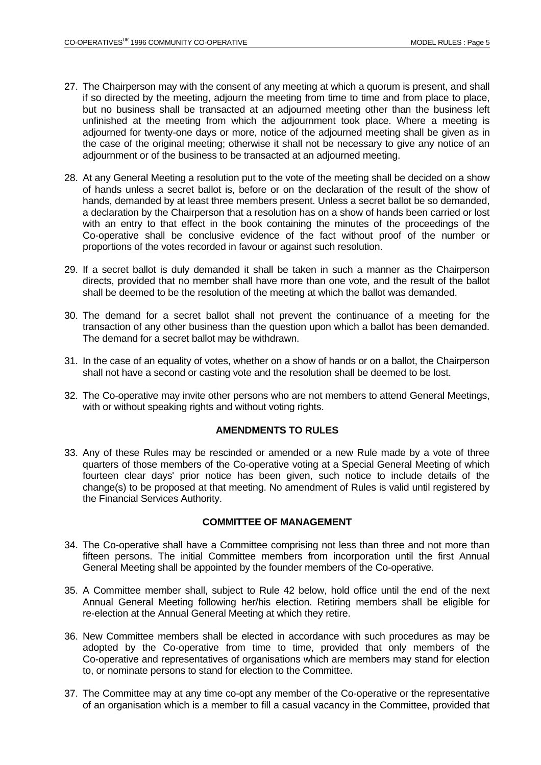27. The Chairperson may with the consent of any meeting at which a quorum is present, and shall if so directed by the meeting, adjourn the meeting from time to time and from place to place, but no business shall be transacted at an adjourned meeting other than the business left unfinished at the meeting from which the adjournment took place. Where a meeting is adjourned for twenty-one days or more, notice of the adjourned meeting shall be given as in the case of the original meeting; otherwise it shall not be necessary to give any notice of an adjournment or of the business to be transacted at an adjourned meeting.

28. At any General Meeting a resolution put to the vote of the meeting shall be decided on a show of hands unless a secret ballot is, before or on the declaration of the result of the show of hands, demanded by at least three members present. Unless a secret ballot be so demanded, a declaration by the Chairperson that a resolution has on a show of hands been carried or lost with an entry to that effect in the book containing the minutes of the proceedings of the Co-operative shall be conclusive evidence of the fact without proof of the number or proportions of the votes recorded in favour or against such resolution.

29. If a secret ballot is duly demanded it shall be taken in such a manner as the Chairperson directs, provided that no member shall have more than one vote, and the result of the ballot shall be deemed to be the resolution of the meeting at which the ballot was demanded.

30. The demand for a secret ballot shall not prevent the continuance of a meeting for the transaction of any other business than the question upon which a ballot has been demanded. The demand for a secret ballot may be withdrawn.

31. In the case of an equality of votes, whether on a show of hands or on a ballot, the Chairperson shall not have a second or casting vote and the resolution shall be deemed to be lost.

32. The Co-operative may invite other persons who are not members to attend General Meetings, with or without speaking rights and without voting rights.

### AMENDMENTS TO RULES

33. Any of these Rules may be rescinded or amended or a new Rule made by a vote of three quarters of those members of the Co-operative voting at a Special General Meeting of which fourteen clear days' prior notice has been given, such notice to include details of the change(s) to be proposed at that meeting. No amendment of Rules is valid until registered by the Financial Services Authority.

### COMMITTEE OF MANAGEMENT

34. The Co-operative shall have a Committee comprising not less than three and not more than fifteen persons. The initial Committee members from incorporation until the first Annual General Meeting shall be appointed by the founder members of the Co-operative.

35. A Committee member shall, subject to Rule 42 below, hold office until the end of the next Annual General Meeting following her/his election. Retiring members shall be eligible for re-election at the Annual General Meeting at which they retire.

36. New Committee members shall be elected in accordance with such procedures as may be adopted by the Co-operative from time to time, provided that only members of the Co-operative and representatives of organisations which are members may stand for election to, or nominate persons to stand for election to the Committee.

37. The Committee may at any time co-opt any member of the Co-operative or the representative of an organisation which is a member to fill a casual vacancy in the Committee, provided that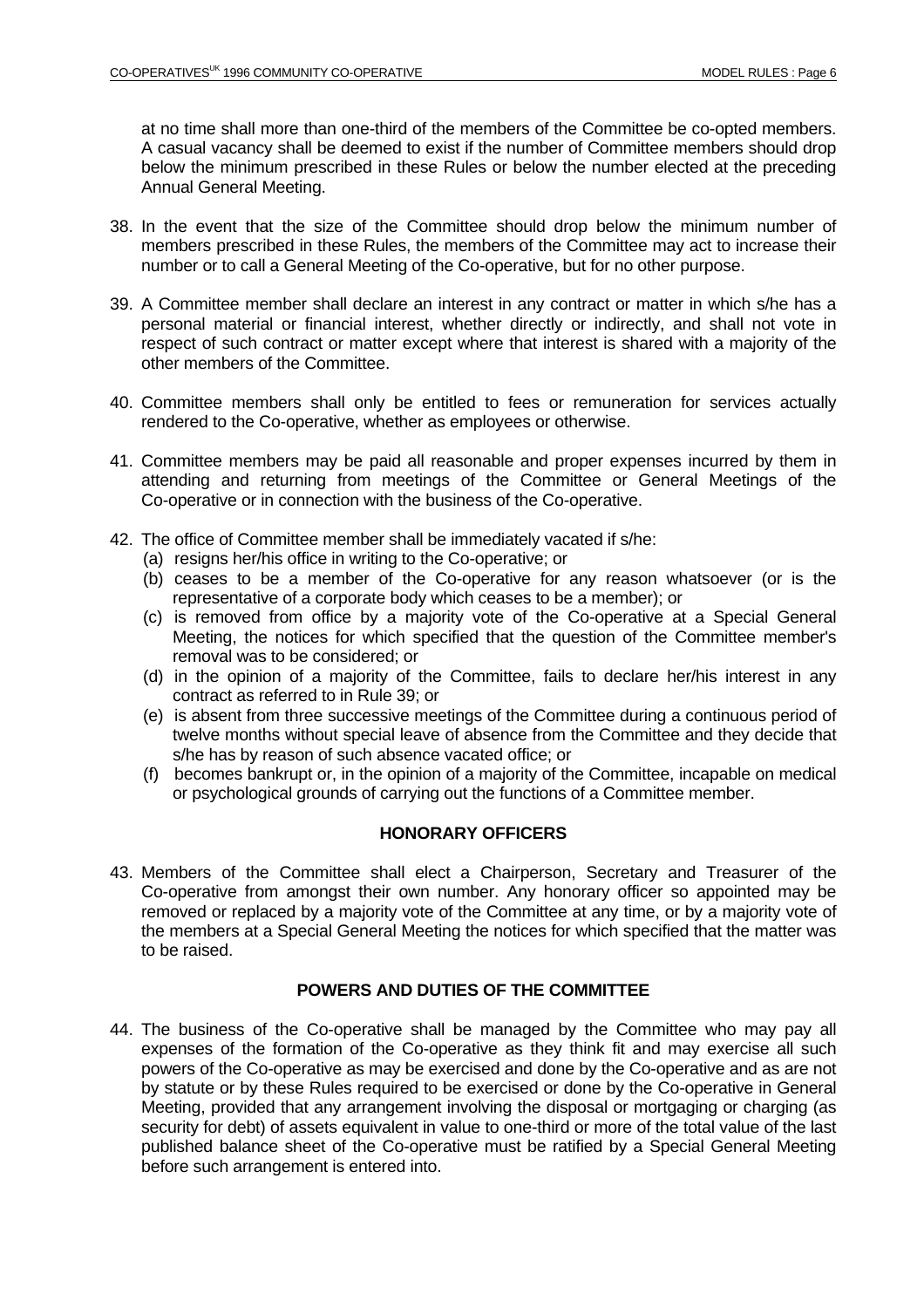at no time shall more than one-third of the members of the Committee be co-opted members. A casual vacancy shall be deemed to exist if the number of Committee members should drop below the minimum prescribed in these Rules or below the number elected at the preceding Annual General Meeting.

38. In the event that the size of the Committee should drop below the minimum number of members prescribed in these Rules, the members of the Committee may act to increase their number or to call a General Meeting of the Co-operative, but for no other purpose.

39. A Committee member shall declare an interest in any contract or matter in which s/he has a personal material or financial interest, whether directly or indirectly, and shall not vote in respect of such contract or matter except where that interest is shared with a majority of the other members of the Committee.

40. Committee members shall only be entitled to fees or remuneration for services actually rendered to the Co-operative, whether as employees or otherwise.

41. Committee members may be paid all reasonable and proper expenses incurred by them in attending and returning from meetings of the Committee or General Meetings of the Co-operative or in connection with the business of the Co-operative.

42. The office of Committee member shall be immediately vacated if s/he:
    (a) resigns her/his office in writing to the Co-operative; or
    (b) ceases to be a member of the Co-operative for any reason whatsoever (or is the representative of a corporate body which ceases to be a member); or
    (c) is removed from office by a majority vote of the Co-operative at a Special General Meeting, the notices for which specified that the question of the Committee member's removal was to be considered; or
    (d) in the opinion of a majority of the Committee, fails to declare her/his interest in any contract as referred to in Rule 39; or
    (e) is absent from three successive meetings of the Committee during a continuous period of twelve months without special leave of absence from the Committee and they decide that s/he has by reason of such absence vacated office; or
    (f) becomes bankrupt or, in the opinion of a majority of the Committee, incapable on medical or psychological grounds of carrying out the functions of a Committee member.

## HONORARY OFFICERS

43. Members of the Committee shall elect a Chairperson, Secretary and Treasurer of the Co-operative from amongst their own number. Any honorary officer so appointed may be removed or replaced by a majority vote of the Committee at any time, or by a majority vote of the members at a Special General Meeting the notices for which specified that the matter was to be raised.

## POWERS AND DUTIES OF THE COMMITTEE

44. The business of the Co-operative shall be managed by the Committee who may pay all expenses of the formation of the Co-operative as they think fit and may exercise all such powers of the Co-operative as may be exercised and done by the Co-operative and as are not by statute or by these Rules required to be exercised or done by the Co-operative in General Meeting, provided that any arrangement involving the disposal or mortgaging or charging (as security for debt) of assets equivalent in value to one-third or more of the total value of the last published balance sheet of the Co-operative must be ratified by a Special General Meeting before such arrangement is entered into.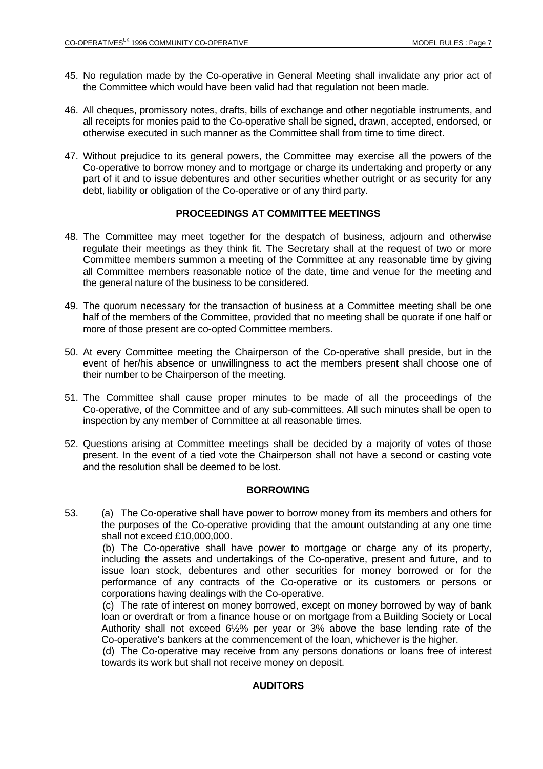45. No regulation made by the Co-operative in General Meeting shall invalidate any prior act of the Committee which would have been valid had that regulation not been made.

46. All cheques, promissory notes, drafts, bills of exchange and other negotiable instruments, and all receipts for monies paid to the Co-operative shall be signed, drawn, accepted, endorsed, or otherwise executed in such manner as the Committee shall from time to time direct.

47. Without prejudice to its general powers, the Committee may exercise all the powers of the Co-operative to borrow money and to mortgage or charge its undertaking and property or any part of it and to issue debentures and other securities whether outright or as security for any debt, liability or obligation of the Co-operative or of any third party.

### PROCEEDINGS AT COMMITTEE MEETINGS

48. The Committee may meet together for the despatch of business, adjourn and otherwise regulate their meetings as they think fit. The Secretary shall at the request of two or more Committee members summon a meeting of the Committee at any reasonable time by giving all Committee members reasonable notice of the date, time and venue for the meeting and the general nature of the business to be considered.

49. The quorum necessary for the transaction of business at a Committee meeting shall be one half of the members of the Committee, provided that no meeting shall be quorate if one half or more of those present are co-opted Committee members.

50. At every Committee meeting the Chairperson of the Co-operative shall preside, but in the event of her/his absence or unwillingness to act the members present shall choose one of their number to be Chairperson of the meeting.

51. The Committee shall cause proper minutes to be made of all the proceedings of the Co-operative, of the Committee and of any sub-committees. All such minutes shall be open to inspection by any member of Committee at all reasonable times.

52. Questions arising at Committee meetings shall be decided by a majority of votes of those present. In the event of a tied vote the Chairperson shall not have a second or casting vote and the resolution shall be deemed to be lost.

### BORROWING

53. (a) The Co-operative shall have power to borrow money from its members and others for the purposes of the Co-operative providing that the amount outstanding at any one time shall not exceed £10,000,000.

    (b) The Co-operative shall have power to mortgage or charge any of its property, including the assets and undertakings of the Co-operative, present and future, and to issue loan stock, debentures and other securities for money borrowed or for the performance of any contracts of the Co-operative or its customers or persons or corporations having dealings with the Co-operative.

    (c) The rate of interest on money borrowed, except on money borrowed by way of bank loan or overdraft or from a finance house or on mortgage from a Building Society or Local Authority shall not exceed 6½% per year or 3% above the base lending rate of the Co-operative's bankers at the commencement of the loan, whichever is the higher.

    (d) The Co-operative may receive from any persons donations or loans free of interest towards its work but shall not receive money on deposit.

### AUDITORS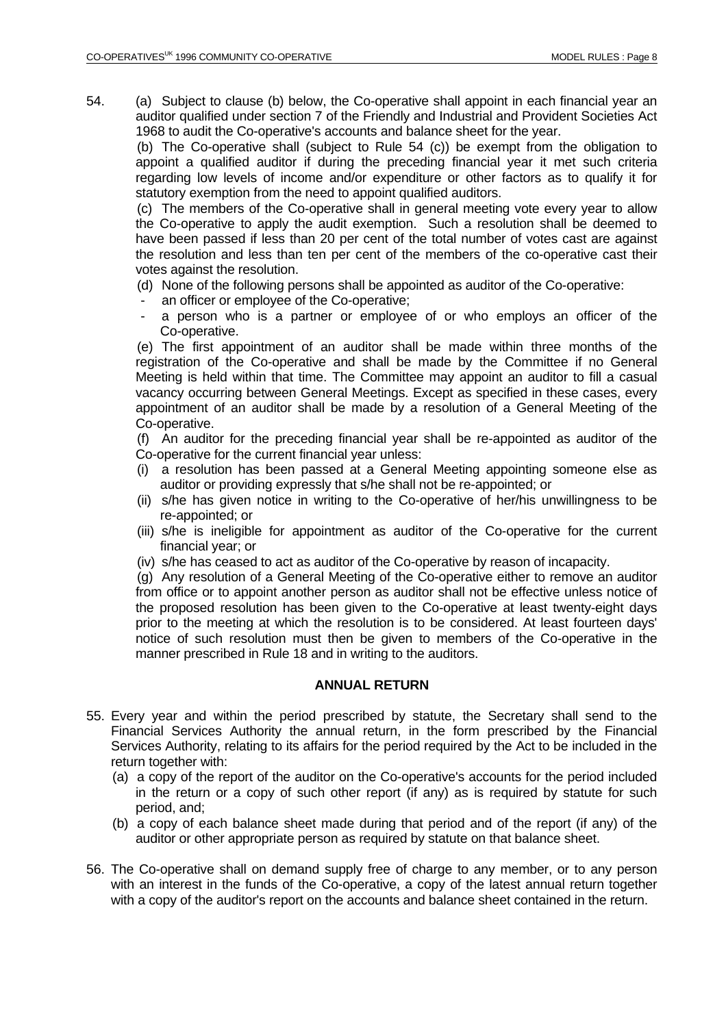54. (a) Subject to clause (b) below, the Co-operative shall appoint in each financial year an auditor qualified under section 7 of the Friendly and Industrial and Provident Societies Act 1968 to audit the Co-operative's accounts and balance sheet for the year.

(b) The Co-operative shall (subject to Rule 54 (c)) be exempt from the obligation to appoint a qualified auditor if during the preceding financial year it met such criteria regarding low levels of income and/or expenditure or other factors as to qualify it for statutory exemption from the need to appoint qualified auditors.

(c) The members of the Co-operative shall in general meeting vote every year to allow the Co-operative to apply the audit exemption. Such a resolution shall be deemed to have been passed if less than 20 per cent of the total number of votes cast are against the resolution and less than ten per cent of the members of the co-operative cast their votes against the resolution.

(d) None of the following persons shall be appointed as auditor of the Co-operative:

- an officer or employee of the Co-operative;
- a person who is a partner or employee of or who employs an officer of the Co-operative.

(e) The first appointment of an auditor shall be made within three months of the registration of the Co-operative and shall be made by the Committee if no General Meeting is held within that time. The Committee may appoint an auditor to fill a casual vacancy occurring between General Meetings. Except as specified in these cases, every appointment of an auditor shall be made by a resolution of a General Meeting of the Co-operative.

(f) An auditor for the preceding financial year shall be re-appointed as auditor of the Co-operative for the current financial year unless:

(i) a resolution has been passed at a General Meeting appointing someone else as auditor or providing expressly that s/he shall not be re-appointed; or

(ii) s/he has given notice in writing to the Co-operative of her/his unwillingness to be re-appointed; or

(iii) s/he is ineligible for appointment as auditor of the Co-operative for the current financial year; or

(iv) s/he has ceased to act as auditor of the Co-operative by reason of incapacity.

(g) Any resolution of a General Meeting of the Co-operative either to remove an auditor from office or to appoint another person as auditor shall not be effective unless notice of the proposed resolution has been given to the Co-operative at least twenty-eight days prior to the meeting at which the resolution is to be considered. At least fourteen days' notice of such resolution must then be given to members of the Co-operative in the manner prescribed in Rule 18 and in writing to the auditors.

## ANNUAL RETURN

55. Every year and within the period prescribed by statute, the Secretary shall send to the Financial Services Authority the annual return, in the form prescribed by the Financial Services Authority, relating to its affairs for the period required by the Act to be included in the return together with:

(a) a copy of the report of the auditor on the Co-operative's accounts for the period included in the return or a copy of such other report (if any) as is required by statute for such period, and;

(b) a copy of each balance sheet made during that period and of the report (if any) of the auditor or other appropriate person as required by statute on that balance sheet.

56. The Co-operative shall on demand supply free of charge to any member, or to any person with an interest in the funds of the Co-operative, a copy of the latest annual return together with a copy of the auditor's report on the accounts and balance sheet contained in the return.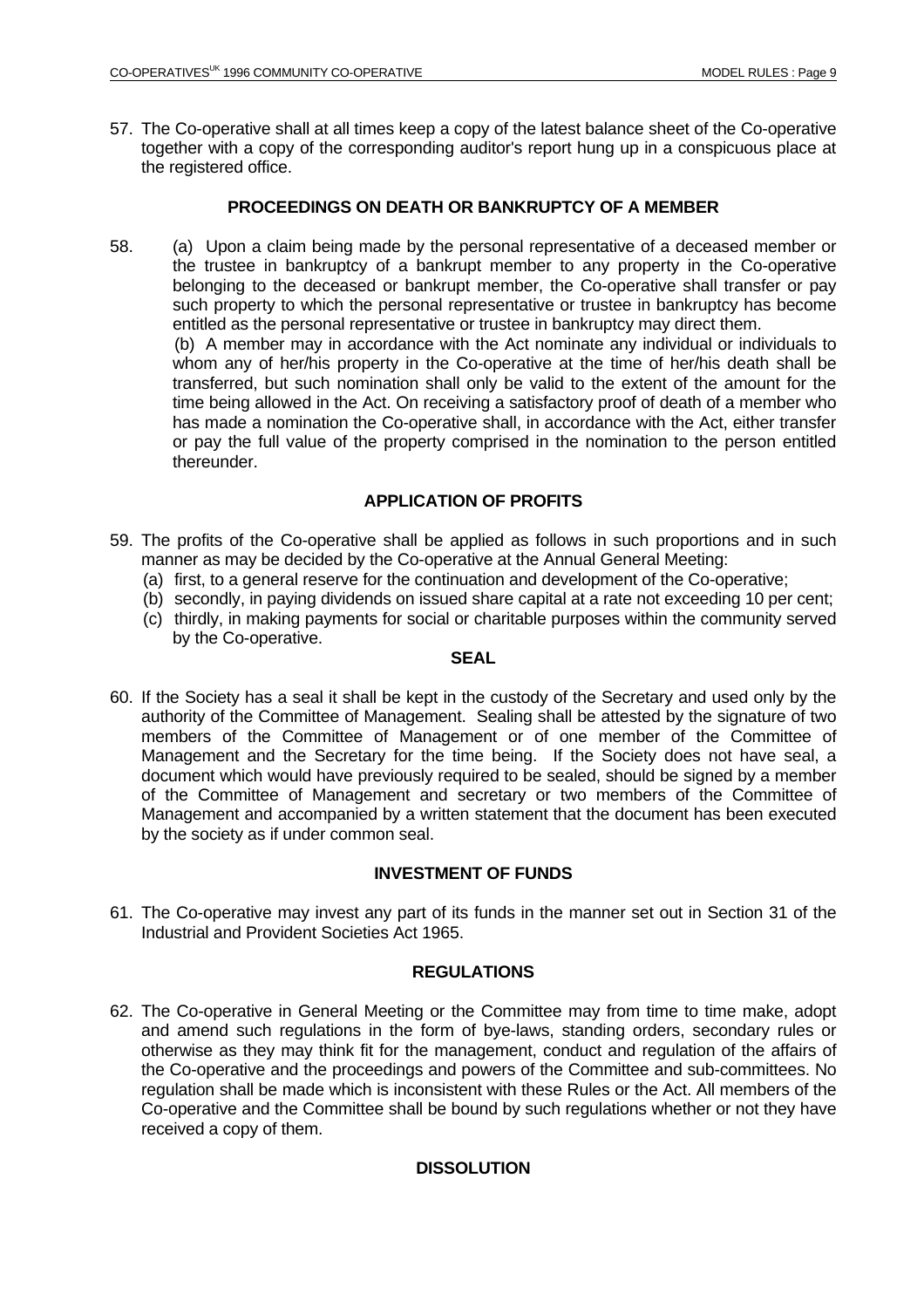57. The Co-operative shall at all times keep a copy of the latest balance sheet of the Co-operative together with a copy of the corresponding auditor's report hung up in a conspicuous place at the registered office.

## PROCEEDINGS ON DEATH OR BANKRUPTCY OF A MEMBER

58. (a) Upon a claim being made by the personal representative of a deceased member or the trustee in bankruptcy of a bankrupt member to any property in the Co-operative belonging to the deceased or bankrupt member, the Co-operative shall transfer or pay such property to which the personal representative or trustee in bankruptcy has become entitled as the personal representative or trustee in bankruptcy may direct them.

    (b) A member may in accordance with the Act nominate any individual or individuals to whom any of her/his property in the Co-operative at the time of her/his death shall be transferred, but such nomination shall only be valid to the extent of the amount for the time being allowed in the Act. On receiving a satisfactory proof of death of a member who has made a nomination the Co-operative shall, in accordance with the Act, either transfer or pay the full value of the property comprised in the nomination to the person entitled thereunder.

## APPLICATION OF PROFITS

59. The profits of the Co-operative shall be applied as follows in such proportions and in such manner as may be decided by the Co-operative at the Annual General Meeting:
    (a) first, to a general reserve for the continuation and development of the Co-operative;
    (b) secondly, in paying dividends on issued share capital at a rate not exceeding 10 per cent;
    (c) thirdly, in making payments for social or charitable purposes within the community served by the Co-operative.

## SEAL

60. If the Society has a seal it shall be kept in the custody of the Secretary and used only by the authority of the Committee of Management. Sealing shall be attested by the signature of two members of the Committee of Management or of one member of the Committee of Management and the Secretary for the time being. If the Society does not have seal, a document which would have previously required to be sealed, should be signed by a member of the Committee of Management and secretary or two members of the Committee of Management and accompanied by a written statement that the document has been executed by the society as if under common seal.

## INVESTMENT OF FUNDS

61. The Co-operative may invest any part of its funds in the manner set out in Section 31 of the Industrial and Provident Societies Act 1965.

## REGULATIONS

62. The Co-operative in General Meeting or the Committee may from time to time make, adopt and amend such regulations in the form of bye-laws, standing orders, secondary rules or otherwise as they may think fit for the management, conduct and regulation of the affairs of the Co-operative and the proceedings and powers of the Committee and sub-committees. No regulation shall be made which is inconsistent with these Rules or the Act. All members of the Co-operative and the Committee shall be bound by such regulations whether or not they have received a copy of them.

## DISSOLUTION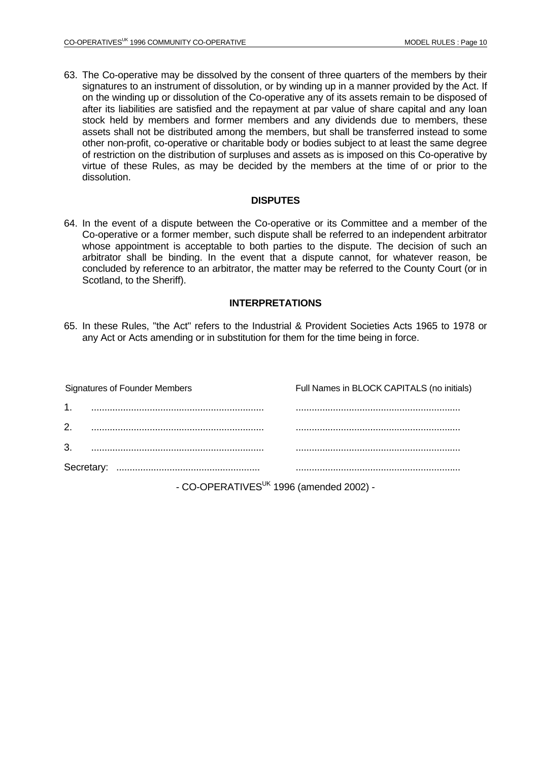63. The Co-operative may be dissolved by the consent of three quarters of the members by their signatures to an instrument of dissolution, or by winding up in a manner provided by the Act. If on the winding up or dissolution of the Co-operative any of its assets remain to be disposed of after its liabilities are satisfied and the repayment at par value of share capital and any loan stock held by members and former members and any dividends due to members, these assets shall not be distributed among the members, but shall be transferred instead to some other non-profit, co-operative or charitable body or bodies subject to at least the same degree of restriction on the distribution of surpluses and assets as is imposed on this Co-operative by virtue of these Rules, as may be decided by the members at the time of or prior to the dissolution.

## DISPUTES

64. In the event of a dispute between the Co-operative or its Committee and a member of the Co-operative or a former member, such dispute shall be referred to an independent arbitrator whose appointment is acceptable to both parties to the dispute. The decision of such an arbitrator shall be binding. In the event that a dispute cannot, for whatever reason, be concluded by reference to an arbitrator, the matter may be referred to the County Court (or in Scotland, to the Sheriff).

## INTERPRETATIONS

65. In these Rules, "the Act" refers to the Industrial & Provident Societies Acts 1965 to 1978 or any Act or Acts amending or in substitution for them for the time being in force.

| Signatures of Founder Members | Full Names in BLOCK CAPITALS (no initials) |
|---|---|
| 1. ................................................................. | ............................................................. |
| 2. ................................................................. | ............................................................. |
| 3. ................................................................. | ............................................................. |
| Secretary: ...................................................... | ............................................................. |

- CO-OPERATIVES[UK] 1996 (amended 2002) -